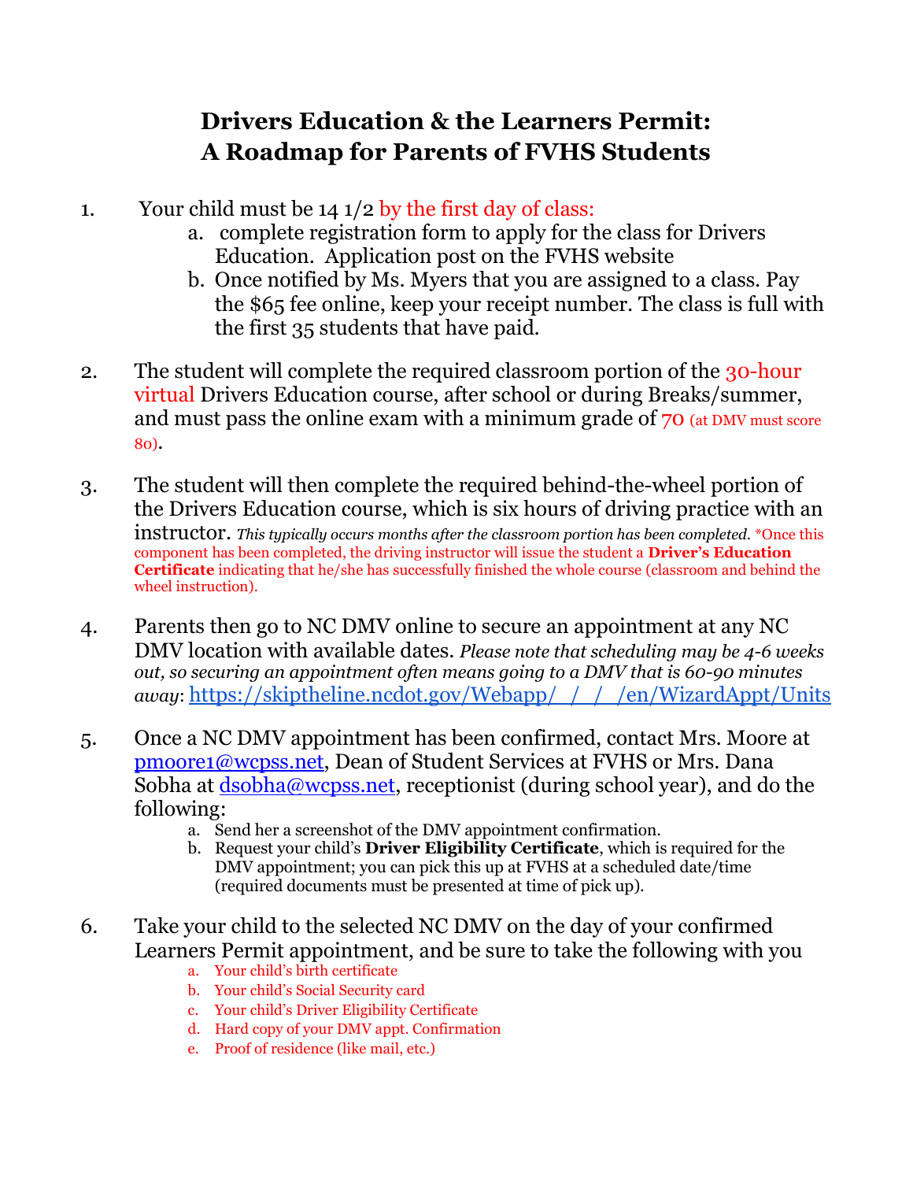# Drivers Education & the Learners Permit: A Roadmap for Parents of FVHS Students

1. Your child must be 14 1/2 by the first day of class:
   a. complete registration form to apply for the class for Drivers Education. Application post on the FVHS website
   b. Once notified by Ms. Myers that you are assigned to a class. Pay the $65 fee online, keep your receipt number. The class is full with the first 35 students that have paid.

2. The student will complete the required classroom portion of the 30-hour virtual Drivers Education course, after school or during Breaks/summer, and must pass the online exam with a minimum grade of 70 (at DMV must score 80).

3. The student will then complete the required behind-the-wheel portion of the Drivers Education course, which is six hours of driving practice with an instructor. *This typically occurs months after the classroom portion has been completed.* *Once this component has been completed, the driving instructor will issue the student a **Driver's Education Certificate** indicating that he/she has successfully finished the whole course (classroom and behind the wheel instruction).

4. Parents then go to NC DMV online to secure an appointment at any NC DMV location with available dates. *Please note that scheduling may be 4-6 weeks out, so securing an appointment often means going to a DMV that is 60-90 minutes away*: https://skiptheline.ncdot.gov/Webapp/_/_/_/en/WizardAppt/Units

5. Once a NC DMV appointment has been confirmed, contact Mrs. Moore at pmoore1@wcpss.net, Dean of Student Services at FVHS or Mrs. Dana Sobha at dsobha@wcpss.net, receptionist (during school year), and do the following:
   a. Send her a screenshot of the DMV appointment confirmation.
   b. Request your child's **Driver Eligibility Certificate**, which is required for the DMV appointment; you can pick this up at FVHS at a scheduled date/time (required documents must be presented at time of pick up).

6. Take your child to the selected NC DMV on the day of your confirmed Learners Permit appointment, and be sure to take the following with you
   a. Your child's birth certificate
   b. Your child's Social Security card
   c. Your child's Driver Eligibility Certificate
   d. Hard copy of your DMV appt. Confirmation
   e. Proof of residence (like mail, etc.)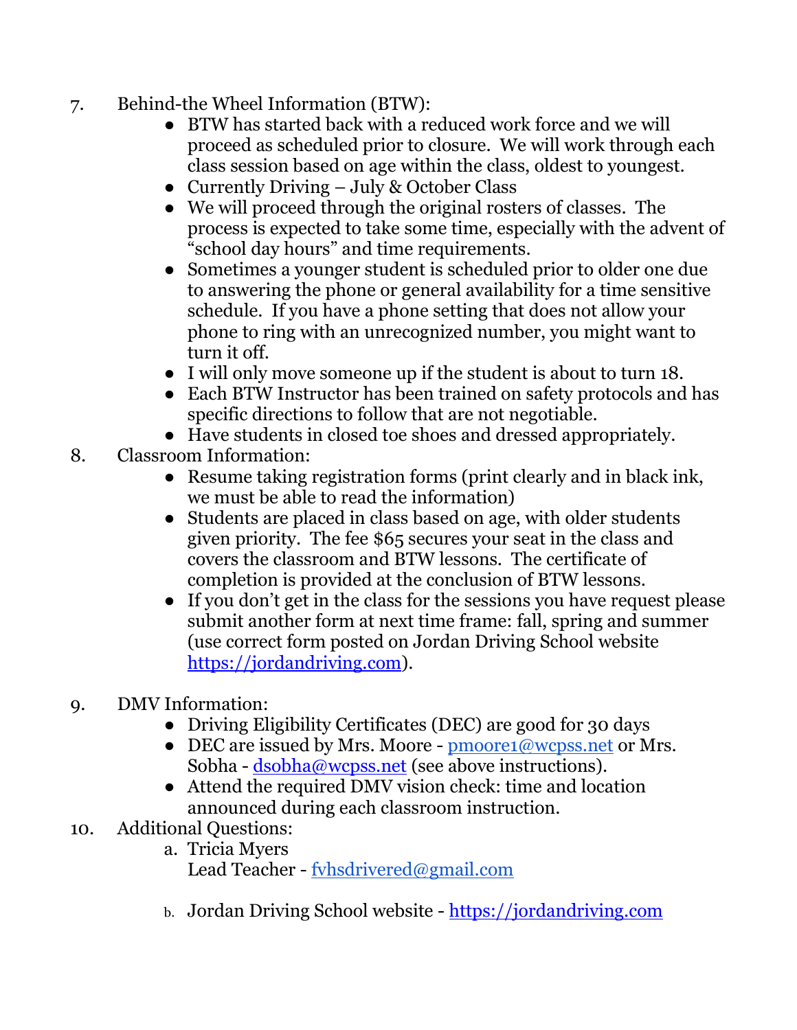7. Behind-the Wheel Information (BTW):
    - BTW has started back with a reduced work force and we will proceed as scheduled prior to closure. We will work through each class session based on age within the class, oldest to youngest.
    - Currently Driving – July & October Class
    - We will proceed through the original rosters of classes. The process is expected to take some time, especially with the advent of "school day hours" and time requirements.
    - Sometimes a younger student is scheduled prior to older one due to answering the phone or general availability for a time sensitive schedule. If you have a phone setting that does not allow your phone to ring with an unrecognized number, you might want to turn it off.
    - I will only move someone up if the student is about to turn 18.
    - Each BTW Instructor has been trained on safety protocols and has specific directions to follow that are not negotiable.
    - Have students in closed toe shoes and dressed appropriately.
8. Classroom Information:
    - Resume taking registration forms (print clearly and in black ink, we must be able to read the information)
    - Students are placed in class based on age, with older students given priority. The fee $65 secures your seat in the class and covers the classroom and BTW lessons. The certificate of completion is provided at the conclusion of BTW lessons.
    - If you don't get in the class for the sessions you have request please submit another form at next time frame: fall, spring and summer (use correct form posted on Jordan Driving School website [https://jordandriving.com](https://jordandriving.com)).

9. DMV Information:
    - Driving Eligibility Certificates (DEC) are good for 30 days
    - DEC are issued by Mrs. Moore - [pmoore1@wcpss.net](mailto:pmoore1@wcpss.net) or Mrs. Sobha - [dsobha@wcpss.net](mailto:dsobha@wcpss.net) (see above instructions).
    - Attend the required DMV vision check: time and location announced during each classroom instruction.
10. Additional Questions:
    a. Tricia Myers
       Lead Teacher - [fvhsdrivered@gmail.com](mailto:fvhsdrivered@gmail.com)

    b. Jordan Driving School website - [https://jordandriving.com](https://jordandriving.com)